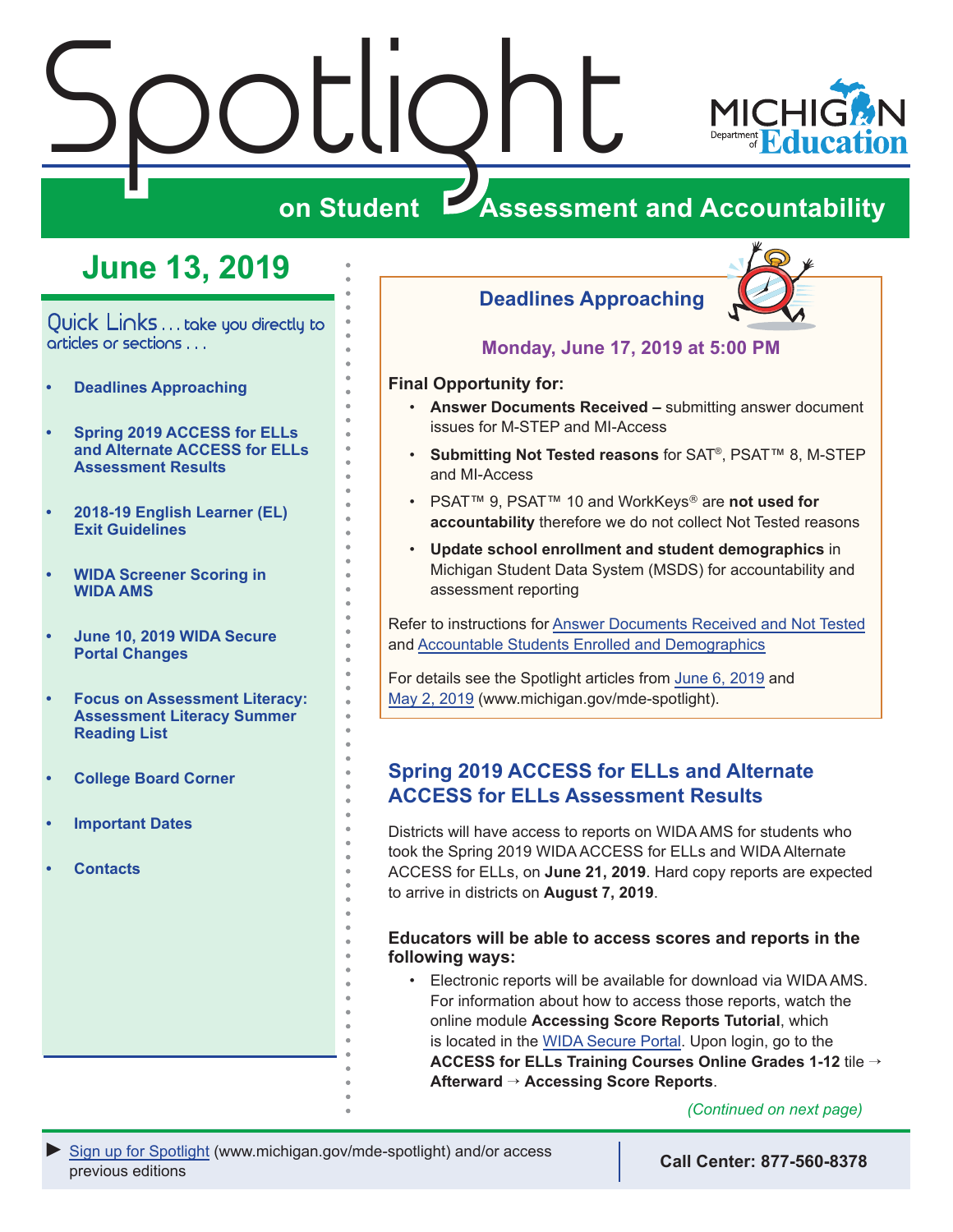# Spotlight on Student Assessment and Accountability

## June 13, 2019

Quick Links . . . take you directly to articles or sections . . .

- **Deadlines Approaching**
- **Spring 2019 ACCESS for ELLs and Alternate ACCESS for ELLs Assessment Results**
- **2018-19 English Learner (EL) Exit Guidelines**
- **WIDA Screener Scoring in WIDA AMS**
- **June 10, 2019 WIDA Secure Portal Changes**
- **Focus on Assessment Literacy: Assessment Literacy Summer Reading List**
- **College Board Corner**
- **Important Dates**
- **Contacts**

## Deadlines Approaching

**Monday, June 17, 2019 at 5:00 PM**

**Final Opportunity for:**

- **Answer Documents Received –** submitting answer document issues for M-STEP and MI-Access
- **Submitting Not Tested reasons** for SAT®, PSAT™ 8, M-STEP and MI-Access
- PSAT™ 9, PSAT™ 10 and WorkKeys® are **not used for accountability** therefore we do not collect Not Tested reasons
- **Update school enrollment and student demographics** in Michigan Student Data System (MSDS) for accountability and assessment reporting

Refer to instructions for Answer Documents Received and Not Tested and Accountable Students Enrolled and Demographics

For details see the Spotlight articles from June 6, 2019 and May 2, 2019 (www.michigan.gov/mde-spotlight).

## Spring 2019 ACCESS for ELLs and Alternate ACCESS for ELLs Assessment Results

Districts will have access to reports on WIDA AMS for students who took the Spring 2019 WIDA ACCESS for ELLs and WIDA Alternate ACCESS for ELLs, on **June 21, 2019**. Hard copy reports are expected to arrive in districts on **August 7, 2019**.

**Educators will be able to access scores and reports in the following ways:**

- Electronic reports will be available for download via WIDA AMS. For information about how to access those reports, watch the online module **Accessing Score Reports Tutorial**, which is located in the WIDA Secure Portal. Upon login, go to the **ACCESS for ELLs Training Courses Online Grades 1-12** tile → **Afterward** → **Accessing Score Reports**.

*(Continued on next page)*

► Sign up for Spotlight (www.michigan.gov/mde-spotlight) and/or access previous editions

**Call Center: 877-560-8378**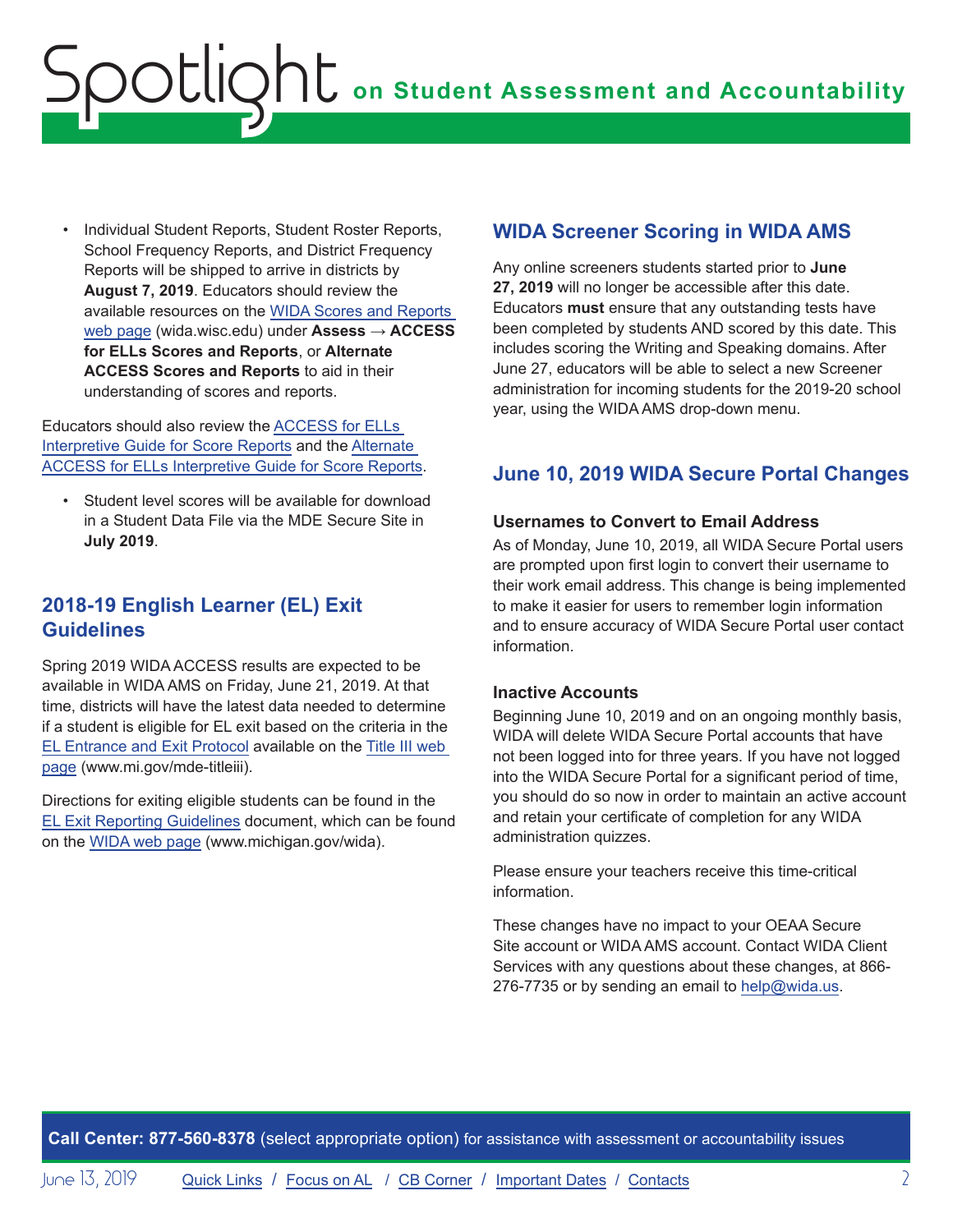- Individual Student Reports, Student Roster Reports, School Frequency Reports, and District Frequency Reports will be shipped to arrive in districts by **August 7, 2019**. Educators should review the available resources on the WIDA Scores and Reports web page (wida.wisc.edu) under **Assess → ACCESS for ELLs Scores and Reports**, or **Alternate ACCESS Scores and Reports** to aid in their understanding of scores and reports.

Educators should also review the ACCESS for ELLs Interpretive Guide for Score Reports and the Alternate ACCESS for ELLs Interpretive Guide for Score Reports.

- Student level scores will be available for download in a Student Data File via the MDE Secure Site in **July 2019**.

## 2018-19 English Learner (EL) Exit Guidelines

Spring 2019 WIDA ACCESS results are expected to be available in WIDA AMS on Friday, June 21, 2019. At that time, districts will have the latest data needed to determine if a student is eligible for EL exit based on the criteria in the EL Entrance and Exit Protocol available on the Title III web page (www.mi.gov/mde-titleiii).

Directions for exiting eligible students can be found in the EL Exit Reporting Guidelines document, which can be found on the WIDA web page (www.michigan.gov/wida).

## WIDA Screener Scoring in WIDA AMS

Any online screeners students started prior to **June 27, 2019** will no longer be accessible after this date. Educators **must** ensure that any outstanding tests have been completed by students AND scored by this date. This includes scoring the Writing and Speaking domains. After June 27, educators will be able to select a new Screener administration for incoming students for the 2019-20 school year, using the WIDA AMS drop-down menu.

## June 10, 2019 WIDA Secure Portal Changes

### Usernames to Convert to Email Address

As of Monday, June 10, 2019, all WIDA Secure Portal users are prompted upon first login to convert their username to their work email address. This change is being implemented to make it easier for users to remember login information and to ensure accuracy of WIDA Secure Portal user contact information.

### Inactive Accounts

Beginning June 10, 2019 and on an ongoing monthly basis, WIDA will delete WIDA Secure Portal accounts that have not been logged into for three years. If you have not logged into the WIDA Secure Portal for a significant period of time, you should do so now in order to maintain an active account and retain your certificate of completion for any WIDA administration quizzes.

Please ensure your teachers receive this time-critical information.

These changes have no impact to your OEAA Secure Site account or WIDA AMS account. Contact WIDA Client Services with any questions about these changes, at 866-276-7735 or by sending an email to help@wida.us.

**Call Center: 877-560-8378** (select appropriate option) for assistance with assessment or accountability issues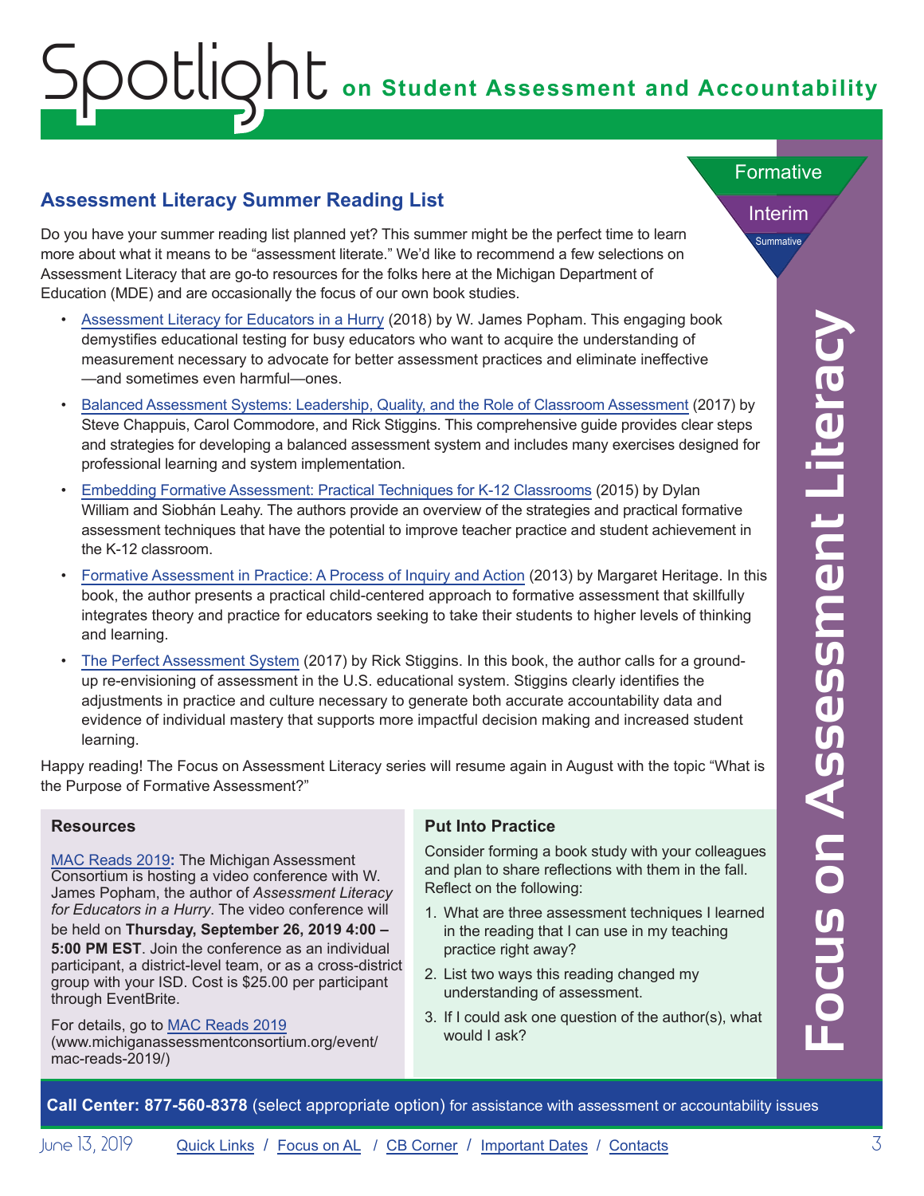# Spotlight on Student Assessment and Accountability

## Assessment Literacy Summer Reading List

Do you have your summer reading list planned yet? This summer might be the perfect time to learn more about what it means to be "assessment literate." We'd like to recommend a few selections on Assessment Literacy that are go-to resources for the folks here at the Michigan Department of Education (MDE) and are occasionally the focus of our own book studies.

- Assessment Literacy for Educators in a Hurry (2018) by W. James Popham. This engaging book demystifies educational testing for busy educators who want to acquire the understanding of measurement necessary to advocate for better assessment practices and eliminate ineffective —and sometimes even harmful—ones.
- Balanced Assessment Systems: Leadership, Quality, and the Role of Classroom Assessment (2017) by Steve Chappuis, Carol Commodore, and Rick Stiggins. This comprehensive guide provides clear steps and strategies for developing a balanced assessment system and includes many exercises designed for professional learning and system implementation.
- Embedding Formative Assessment: Practical Techniques for K-12 Classrooms (2015) by Dylan William and Siobhán Leahy. The authors provide an overview of the strategies and practical formative assessment techniques that have the potential to improve teacher practice and student achievement in the K-12 classroom.
- Formative Assessment in Practice: A Process of Inquiry and Action (2013) by Margaret Heritage. In this book, the author presents a practical child-centered approach to formative assessment that skillfully integrates theory and practice for educators seeking to take their students to higher levels of thinking and learning.
- The Perfect Assessment System (2017) by Rick Stiggins. In this book, the author calls for a ground-up re-envisioning of assessment in the U.S. educational system. Stiggins clearly identifies the adjustments in practice and culture necessary to generate both accurate accountability data and evidence of individual mastery that supports more impactful decision making and increased student learning.

Happy reading! The Focus on Assessment Literacy series will resume again in August with the topic "What is the Purpose of Formative Assessment?"

### Resources

MAC Reads 2019**:** The Michigan Assessment Consortium is hosting a video conference with W. James Popham, the author of *Assessment Literacy for Educators in a Hurry*. The video conference will be held on **Thursday, September 26, 2019 4:00 – 5:00 PM EST**. Join the conference as an individual participant, a district-level team, or as a cross-district group with your ISD. Cost is $25.00 per participant through EventBrite.

For details, go to MAC Reads 2019 (www.michiganassessmentconsortium.org/event/mac-reads-2019/)

### Put Into Practice

Consider forming a book study with your colleagues and plan to share reflections with them in the fall. Reflect on the following:

1. What are three assessment techniques I learned in the reading that I can use in my teaching practice right away?
2. List two ways this reading changed my understanding of assessment.
3. If I could ask one question of the author(s), what would I ask?

**Call Center: 877-560-8378** (select appropriate option) for assistance with assessment or accountability issues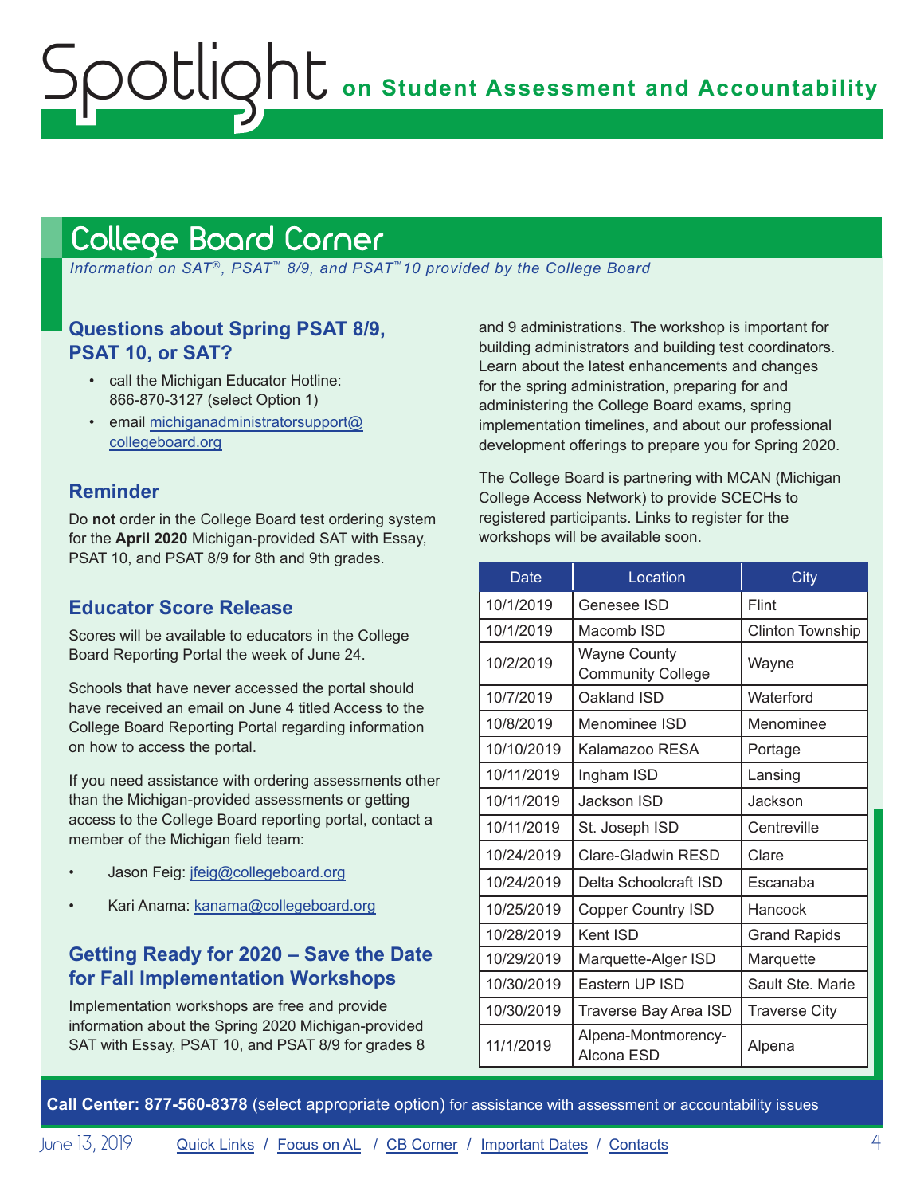## College Board Corner

*Information on SAT®, PSAT™ 8/9, and PSAT™10 provided by the College Board*

### Questions about Spring PSAT 8/9, PSAT 10, or SAT?

- call the Michigan Educator Hotline: 866-870-3127 (select Option 1)
- email michiganadministratorsupport@collegeboard.org

### Reminder

Do **not** order in the College Board test ordering system for the **April 2020** Michigan-provided SAT with Essay, PSAT 10, and PSAT 8/9 for 8th and 9th grades.

### Educator Score Release

Scores will be available to educators in the College Board Reporting Portal the week of June 24.

Schools that have never accessed the portal should have received an email on June 4 titled Access to the College Board Reporting Portal regarding information on how to access the portal.

If you need assistance with ordering assessments other than the Michigan-provided assessments or getting access to the College Board reporting portal, contact a member of the Michigan field team:

- Jason Feig: jfeig@collegeboard.org
- Kari Anama: kanama@collegeboard.org

### Getting Ready for 2020 – Save the Date for Fall Implementation Workshops

Implementation workshops are free and provide information about the Spring 2020 Michigan-provided SAT with Essay, PSAT 10, and PSAT 8/9 for grades 8 and 9 administrations. The workshop is important for building administrators and building test coordinators. Learn about the latest enhancements and changes for the spring administration, preparing for and administering the College Board exams, spring implementation timelines, and about our professional development offerings to prepare you for Spring 2020.

The College Board is partnering with MCAN (Michigan College Access Network) to provide SCECHs to registered participants. Links to register for the workshops will be available soon.

| Date | Location | City |
|---|---|---|
| 10/1/2019 | Genesee ISD | Flint |
| 10/1/2019 | Macomb ISD | Clinton Township |
| 10/2/2019 | Wayne County Community College | Wayne |
| 10/7/2019 | Oakland ISD | Waterford |
| 10/8/2019 | Menominee ISD | Menominee |
| 10/10/2019 | Kalamazoo RESA | Portage |
| 10/11/2019 | Ingham ISD | Lansing |
| 10/11/2019 | Jackson ISD | Jackson |
| 10/11/2019 | St. Joseph ISD | Centreville |
| 10/24/2019 | Clare-Gladwin RESD | Clare |
| 10/24/2019 | Delta Schoolcraft ISD | Escanaba |
| 10/25/2019 | Copper Country ISD | Hancock |
| 10/28/2019 | Kent ISD | Grand Rapids |
| 10/29/2019 | Marquette-Alger ISD | Marquette |
| 10/30/2019 | Eastern UP ISD | Sault Ste. Marie |
| 10/30/2019 | Traverse Bay Area ISD | Traverse City |
| 11/1/2019 | Alpena-Montmorency-Alcona ESD | Alpena |

**Call Center: 877-560-8378** (select appropriate option) for assistance with assessment or accountability issues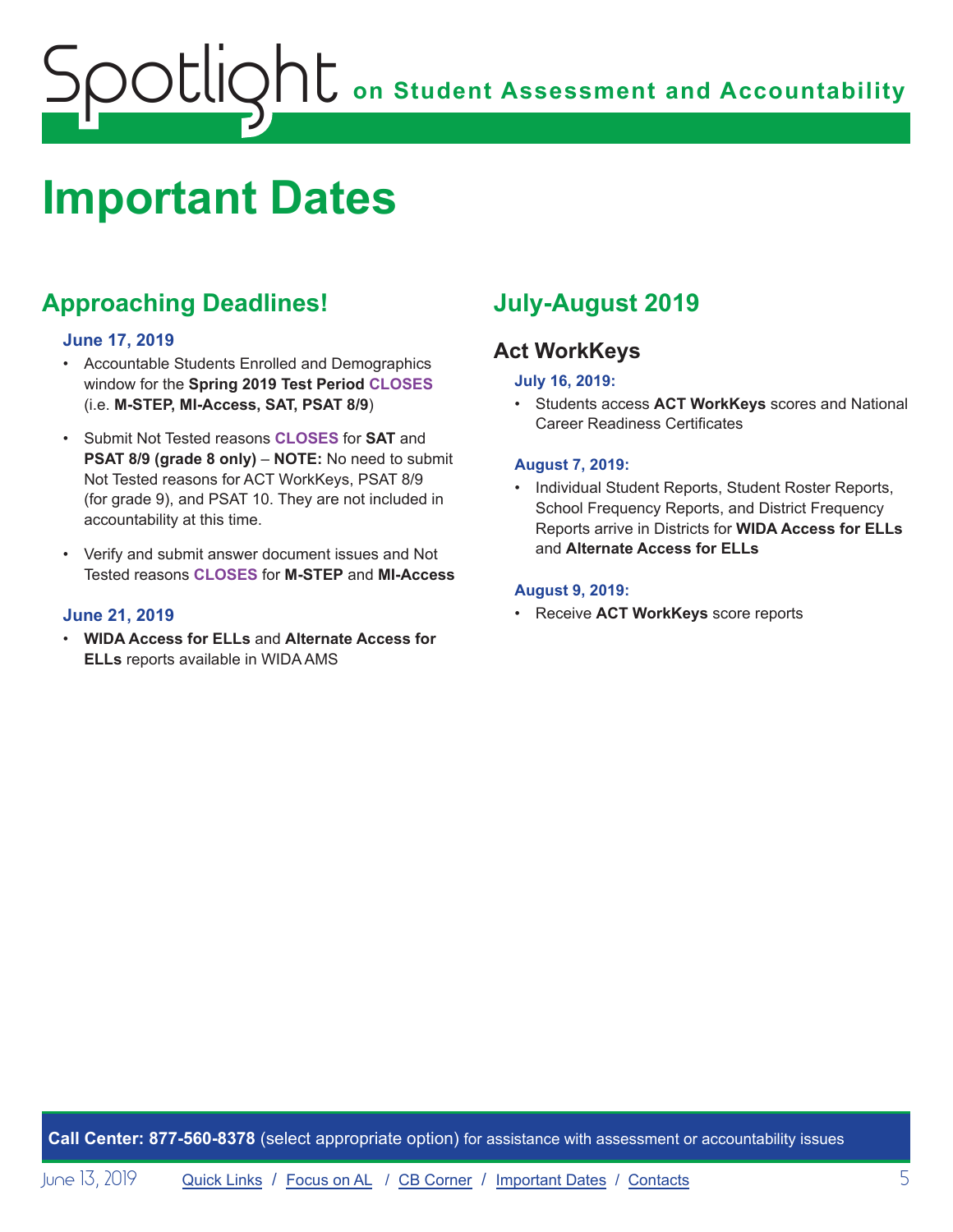# Important Dates

## Approaching Deadlines!

### June 17, 2019

- Accountable Students Enrolled and Demographics window for the **Spring 2019 Test Period** **CLOSES** (i.e. **M-STEP, MI-Access, SAT, PSAT 8/9**)
- Submit Not Tested reasons **CLOSES** for **SAT** and **PSAT 8/9 (grade 8 only)** – **NOTE:** No need to submit Not Tested reasons for ACT WorkKeys, PSAT 8/9 (for grade 9), and PSAT 10. They are not included in accountability at this time.
- Verify and submit answer document issues and Not Tested reasons **CLOSES** for **M-STEP** and **MI-Access**

### June 21, 2019

- **WIDA Access for ELLs** and **Alternate Access for ELLs** reports available in WIDA AMS

## July-August 2019

### Act WorkKeys

#### July 16, 2019:

- Students access **ACT WorkKeys** scores and National Career Readiness Certificates

#### August 7, 2019:

- Individual Student Reports, Student Roster Reports, School Frequency Reports, and District Frequency Reports arrive in Districts for **WIDA Access for ELLs** and **Alternate Access for ELLs**

#### August 9, 2019:

- Receive **ACT WorkKeys** score reports

**Call Center: 877-560-8378** (select appropriate option) for assistance with assessment or accountability issues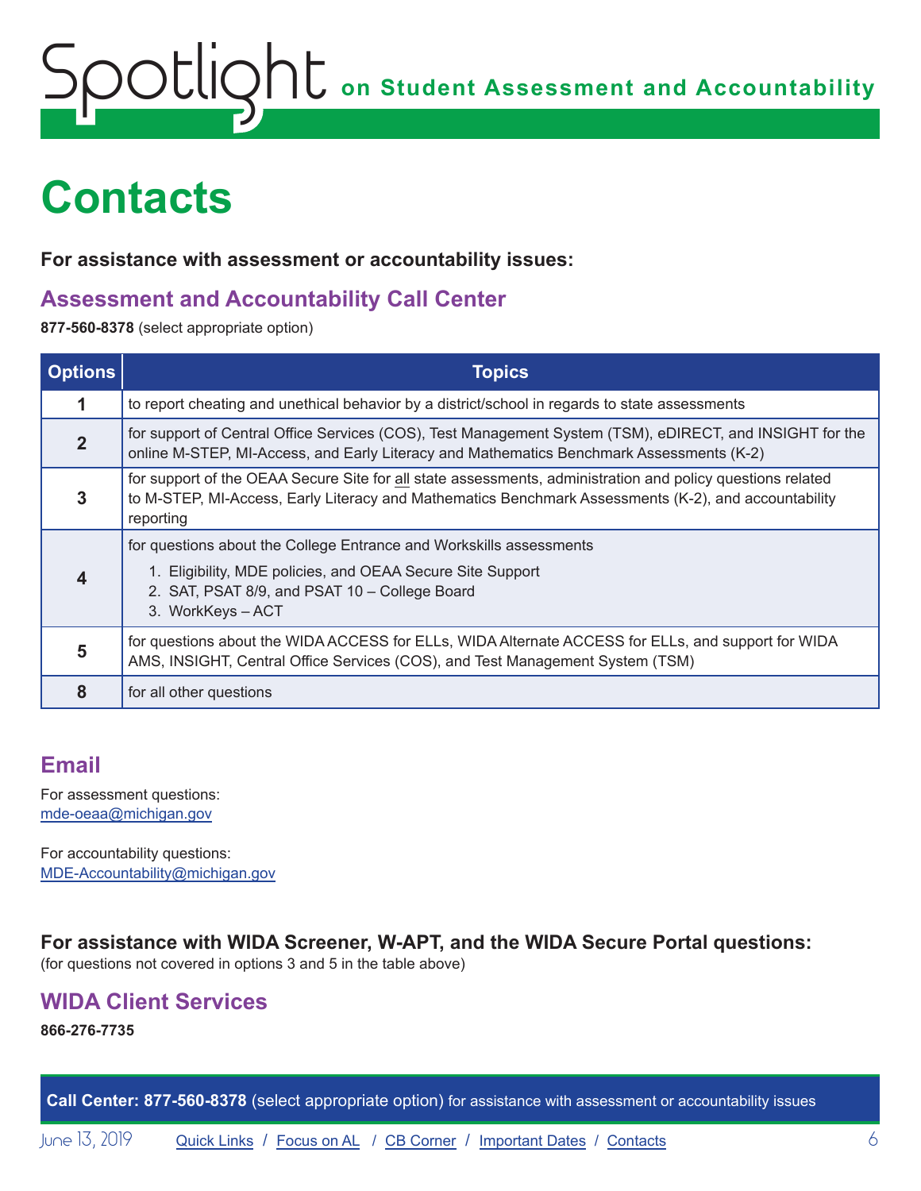# Contacts

**For assistance with assessment or accountability issues:**

## Assessment and Accountability Call Center

**877-560-8378** (select appropriate option)

| Options | Topics |
|---|---|
| **1** | to report cheating and unethical behavior by a district/school in regards to state assessments |
| **2** | for support of Central Office Services (COS), Test Management System (TSM), eDIRECT, and INSIGHT for the online M-STEP, MI-Access, and Early Literacy and Mathematics Benchmark Assessments (K-2) |
| **3** | for support of the OEAA Secure Site for all state assessments, administration and policy questions related to M-STEP, MI-Access, Early Literacy and Mathematics Benchmark Assessments (K-2), and accountability reporting |
| **4** | for questions about the College Entrance and Workskills assessments<br>1. Eligibility, MDE policies, and OEAA Secure Site Support<br>2. SAT, PSAT 8/9, and PSAT 10 – College Board<br>3. WorkKeys – ACT |
| **5** | for questions about the WIDA ACCESS for ELLs, WIDA Alternate ACCESS for ELLs, and support for WIDA AMS, INSIGHT, Central Office Services (COS), and Test Management System (TSM) |
| **8** | for all other questions |

## Email

For assessment questions:
mde-oeaa@michigan.gov

For accountability questions:
MDE-Accountability@michigan.gov

**For assistance with WIDA Screener, W-APT, and the WIDA Secure Portal questions:**
(for questions not covered in options 3 and 5 in the table above)

## WIDA Client Services

**866-276-7735**

**Call Center: 877-560-8378** (select appropriate option) for assistance with assessment or accountability issues